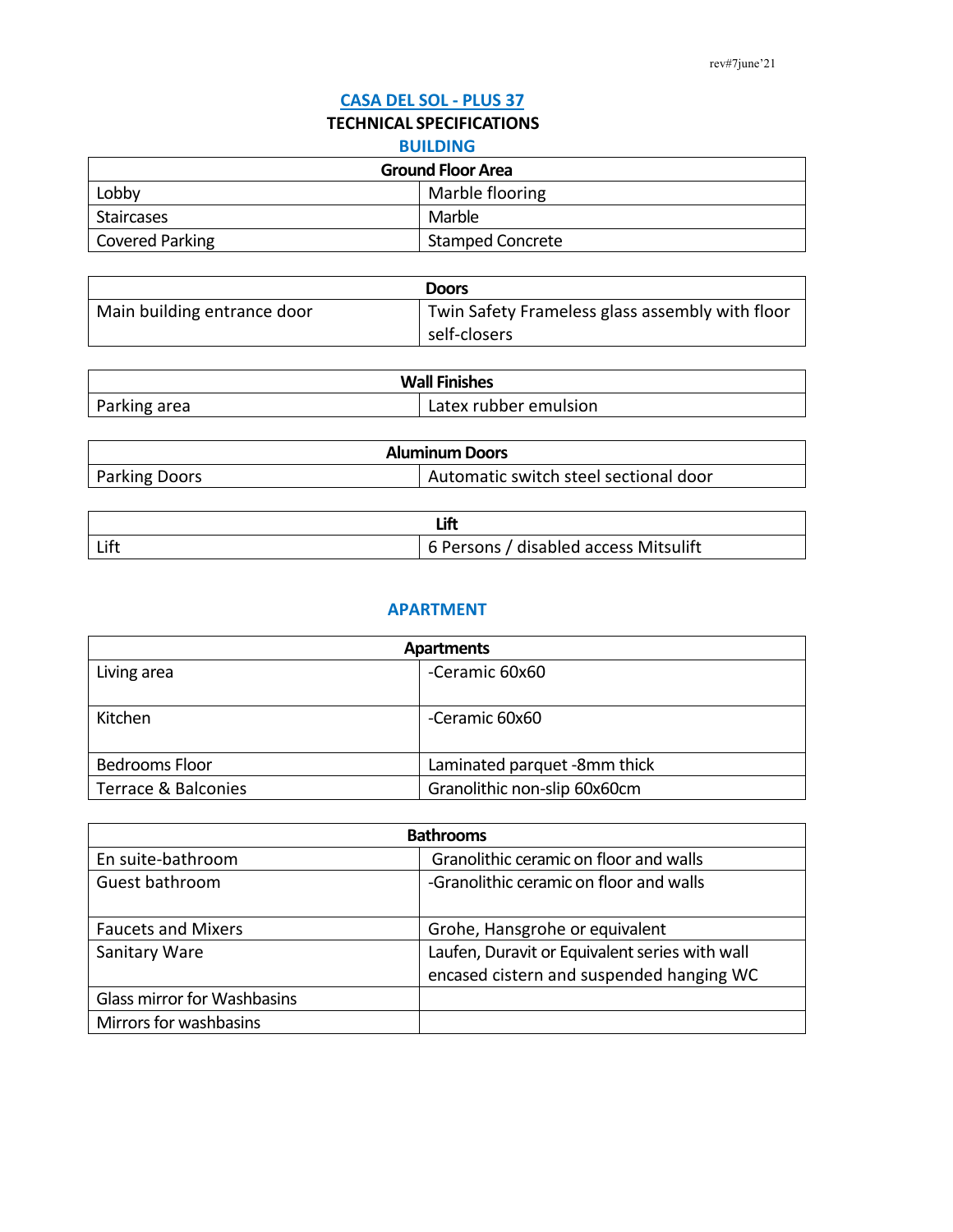rev#7june'21

# CASA DEL SOL - PLUS 37

## TECHNICAL SPECIFICATIONS

## BUILDING

| Ground Floor Area | |
|---|---|
| Lobby | Marble flooring |
| Staircases | Marble |
| Covered Parking | Stamped Concrete |

| Doors | |
|---|---|
| Main building entrance door | Twin Safety Frameless glass assembly with floor self-closers |

| Wall Finishes | |
|---|---|
| Parking area | Latex rubber emulsion |

| Aluminum Doors | |
|---|---|
| Parking Doors | Automatic switch steel sectional door |

| Lift | |
|---|---|
| Lift | 6 Persons / disabled access Mitsulift |

## APARTMENT

| Apartments | |
|---|---|
| Living area | -Ceramic 60x60 |
| Kitchen | -Ceramic 60x60 |
| Bedrooms Floor | Laminated parquet -8mm thick |
| Terrace & Balconies | Granolithic non-slip 60x60cm |

| Bathrooms | |
|---|---|
| En suite-bathroom | Granolithic ceramic on floor and walls |
| Guest bathroom | -Granolithic ceramic on floor and walls |
| Faucets and Mixers | Grohe, Hansgrohe or equivalent |
| Sanitary Ware | Laufen, Duravit or Equivalent series with wall encased cistern and suspended hanging WC |
| Glass mirror for Washbasins | |
| Mirrors for washbasins | |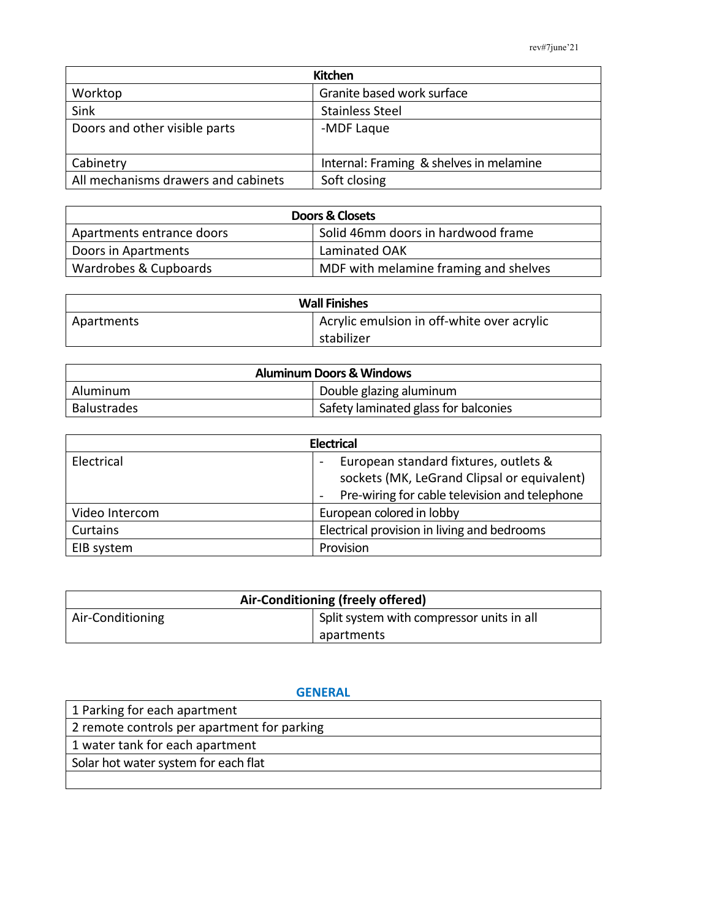rev#7june'21

| Kitchen | |
|---|---|
| Worktop | Granite based work surface |
| Sink | Stainless Steel |
| Doors and other visible parts | -MDF Laque |
| Cabinetry | Internal: Framing & shelves in melamine |
| All mechanisms drawers and cabinets | Soft closing |

| Doors & Closets | |
|---|---|
| Apartments entrance doors | Solid 46mm doors in hardwood frame |
| Doors in Apartments | Laminated OAK |
| Wardrobes & Cupboards | MDF with melamine framing and shelves |

| Wall Finishes | |
|---|---|
| Apartments | Acrylic emulsion in off-white over acrylic stabilizer |

| Aluminum Doors & Windows | |
|---|---|
| Aluminum | Double glazing aluminum |
| Balustrades | Safety laminated glass for balconies |

| Electrical | |
|---|---|
| Electrical | - European standard fixtures, outlets & sockets (MK, LeGrand Clipsal or equivalent)<br>- Pre-wiring for cable television and telephone |
| Video Intercom | European colored in lobby |
| Curtains | Electrical provision in living and bedrooms |
| EIB system | Provision |

| Air-Conditioning (freely offered) | |
|---|---|
| Air-Conditioning | Split system with compressor units in all apartments |

## GENERAL

| |
|---|
| 1 Parking for each apartment |
| 2 remote controls per apartment for parking |
| 1 water tank for each apartment |
| Solar hot water system for each flat |
| |